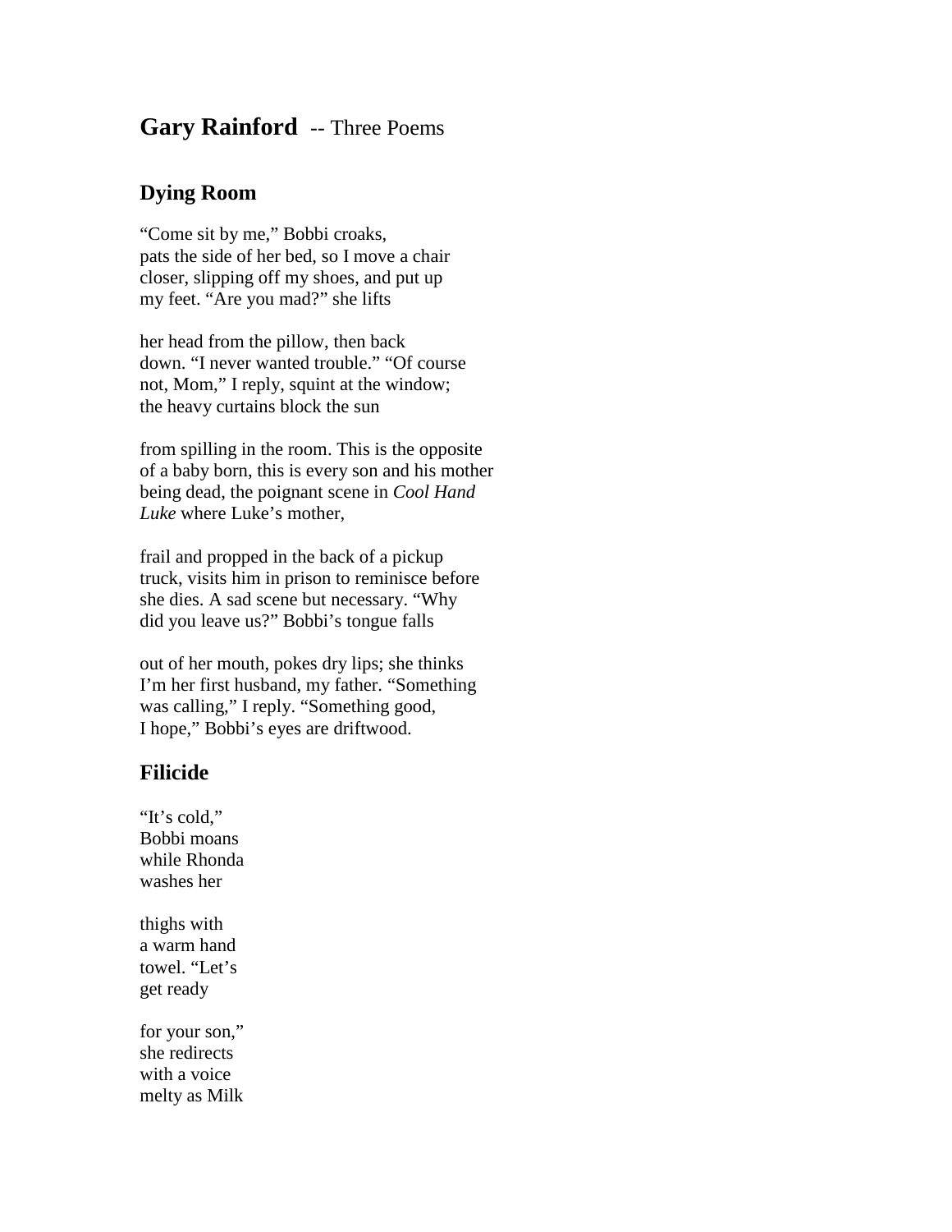# **Gary Rainford** -- Three Poems

## Dying Room

"Come sit by me," Bobbi croaks,
pats the side of her bed, so I move a chair
closer, slipping off my shoes, and put up
my feet. "Are you mad?" she lifts

her head from the pillow, then back
down. "I never wanted trouble." "Of course
not, Mom," I reply, squint at the window;
the heavy curtains block the sun

from spilling in the room. This is the opposite
of a baby born, this is every son and his mother
being dead, the poignant scene in *Cool Hand
Luke* where Luke's mother,

frail and propped in the back of a pickup
truck, visits him in prison to reminisce before
she dies. A sad scene but necessary. "Why
did you leave us?" Bobbi's tongue falls

out of her mouth, pokes dry lips; she thinks
I'm her first husband, my father. "Something
was calling," I reply. "Something good,
I hope," Bobbi's eyes are driftwood.

## Filicide

"It's cold,"
Bobbi moans
while Rhonda
washes her

thighs with
a warm hand
towel. "Let's
get ready

for your son,"
she redirects
with a voice
melty as Milk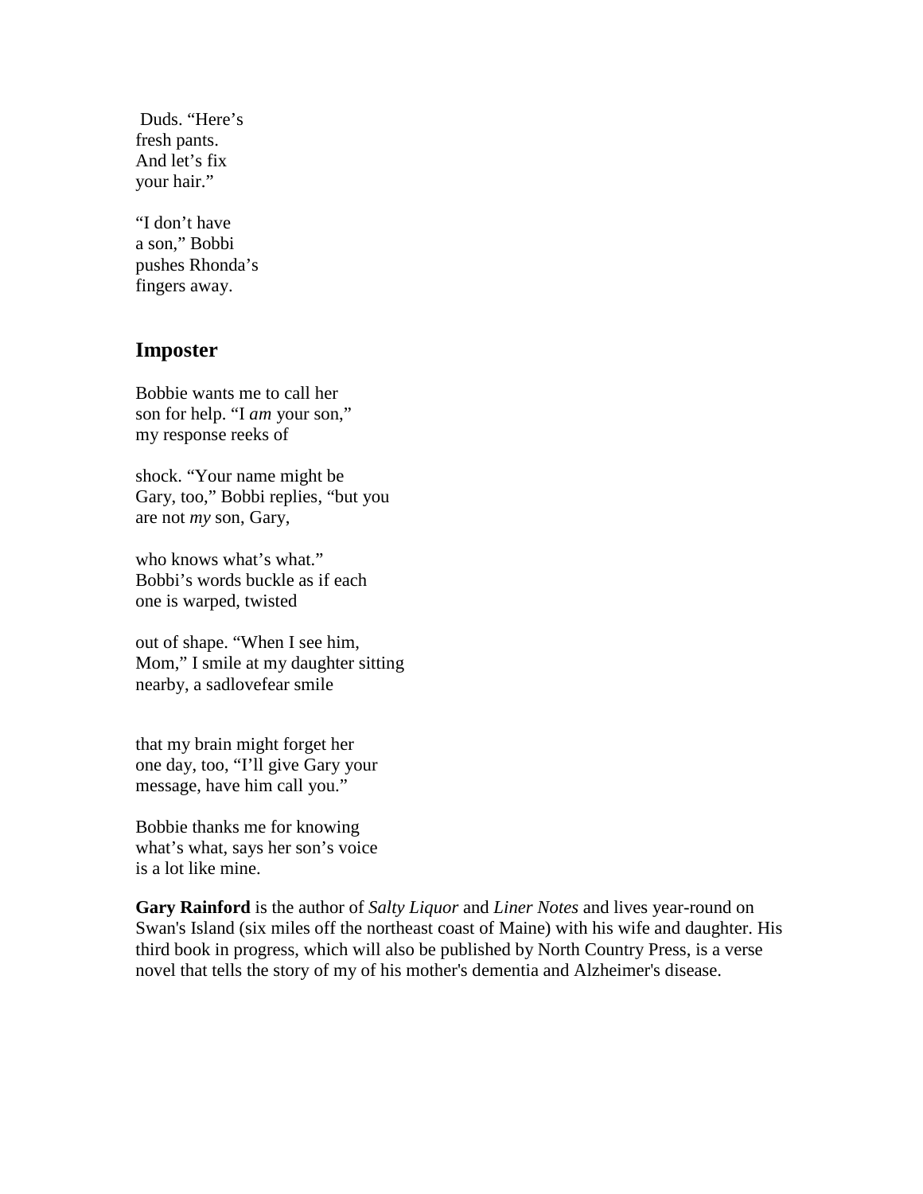Duds. "Here's
fresh pants.
And let's fix
your hair."

"I don't have
a son," Bobbi
pushes Rhonda's
fingers away.

## Imposter

Bobbie wants me to call her
son for help. "I *am* your son,"
my response reeks of

shock. "Your name might be
Gary, too," Bobbi replies, "but you
are not *my* son, Gary,

who knows what's what."
Bobbi's words buckle as if each
one is warped, twisted

out of shape. "When I see him,
Mom," I smile at my daughter sitting
nearby, a sadlovefear smile

that my brain might forget her
one day, too, "I'll give Gary your
message, have him call you."

Bobbie thanks me for knowing
what's what, says her son's voice
is a lot like mine.

**Gary Rainford** is the author of *Salty Liquor* and *Liner Notes* and lives year-round on Swan's Island (six miles off the northeast coast of Maine) with his wife and daughter. His third book in progress, which will also be published by North Country Press, is a verse novel that tells the story of my of his mother's dementia and Alzheimer's disease.